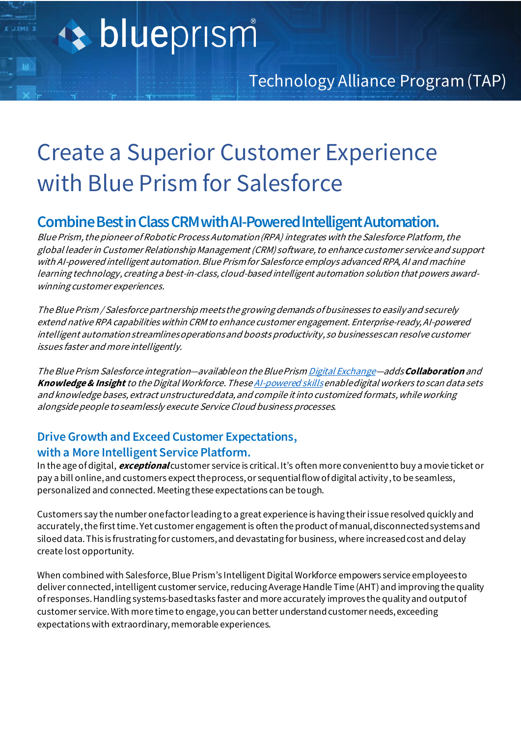blueprism®

Technology Alliance Program (TAP)

# Create a Superior Customer Experience with Blue Prism for Salesforce

## Combine Best in Class CRM with AI-Powered Intelligent Automation.

*Blue Prism, the pioneer of Robotic Process Automation (RPA) integrates with the Salesforce Platform, the global leader in Customer Relationship Management (CRM) software, to enhance customer service and support with AI-powered intelligent automation. Blue Prism for Salesforce employs advanced RPA, AI and machine learning technology, creating a best-in-class, cloud-based intelligent automation solution that powers award-winning customer experiences.*

*The Blue Prism / Salesforce partnership meets the growing demands of businesses to easily and securely extend native RPA capabilities within CRM to enhance customer engagement. Enterprise-ready, AI-powered intelligent automation streamlines operations and boosts productivity, so businesses can resolve customer issues faster and more intelligently.*

*The Blue Prism Salesforce integration—available on the Blue Prism [Digital Exchange]—adds* ***Collaboration*** *and* ***Knowledge & Insight*** *to the Digital Workforce. These [AI-powered skills] enable digital workers to scan data sets and knowledge bases, extract unstructured data, and compile it into customized formats, while working alongside people to seamlessly execute Service Cloud business processes.*

## Drive Growth and Exceed Customer Expectations, with a More Intelligent Service Platform.

In the age of digital, ***exceptional*** customer service is critical. It's often more convenient to buy a movie ticket or pay a bill online, and customers expect the process, or sequential flow of digital activity, to be seamless, personalized and connected. Meeting these expectations can be tough.

Customers say the number one factor leading to a great experience is having their issue resolved quickly and accurately, the first time. Yet customer engagement is often the product of manual, disconnected systems and siloed data. This is frustrating for customers, and devastating for business, where increased cost and delay create lost opportunity.

When combined with Salesforce, Blue Prism's Intelligent Digital Workforce empowers service employees to deliver connected, intelligent customer service, reducing Average Handle Time (AHT) and improving the quality of responses. Handling systems-based tasks faster and more accurately improves the quality and output of customer service. With more time to engage, you can better understand customer needs, exceeding expectations with extraordinary, memorable experiences.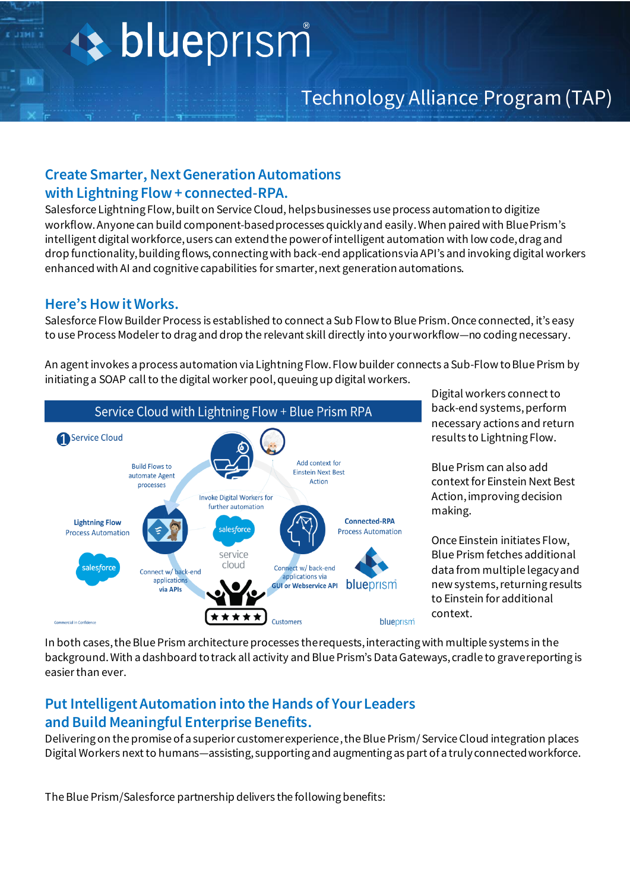# blueprism

## Technology Alliance Program (TAP)

## Create Smarter, Next Generation Automations with Lightning Flow + connected-RPA.

Salesforce Lightning Flow, built on Service Cloud, helps businesses use process automation to digitize workflow. Anyone can build component-based processes quickly and easily. When paired with Blue Prism's intelligent digital workforce, users can extend the power of intelligent automation with low code, drag and drop functionality, building flows, connecting with back-end applications via API's and invoking digital workers enhanced with AI and cognitive capabilities for smarter, next generation automations.

## Here's How it Works.

Salesforce Flow Builder Process is established to connect a Sub Flow to Blue Prism. Once connected, it's easy to use Process Modeler to drag and drop the relevant skill directly into your workflow—no coding necessary.

An agent invokes a process automation via Lightning Flow. Flow builder connects a Sub-Flow to Blue Prism by initiating a SOAP call to the digital worker pool, queuing up digital workers.

**Service Cloud with Lightning Flow + Blue Prism RPA**

1 Service Cloud

Build Flows to automate Agent processes

Add context for Einstein Next Best Action

Invoke Digital Workers for further automation

**Lightning Flow** Process Automation

**Connected-RPA** Process Automation

Connect w/ back-end applications **via APIs**

Connect w/ back-end applications via **GUI or Webservice API**

Customers

Commercial in Confidence

Digital workers connect to back-end systems, perform necessary actions and return results to Lightning Flow.

Blue Prism can also add context for Einstein Next Best Action, improving decision making.

Once Einstein initiates Flow, Blue Prism fetches additional data from multiple legacy and new systems, returning results to Einstein for additional context.

In both cases, the Blue Prism architecture processes the requests, interacting with multiple systems in the background. With a dashboard to track all activity and Blue Prism's Data Gateways, cradle to grave reporting is easier than ever.

## Put Intelligent Automation into the Hands of Your Leaders and Build Meaningful Enterprise Benefits.

Delivering on the promise of a superior customer experience, the Blue Prism/ Service Cloud integration places Digital Workers next to humans—assisting, supporting and augmenting as part of a truly connected workforce.

The Blue Prism/Salesforce partnership delivers the following benefits: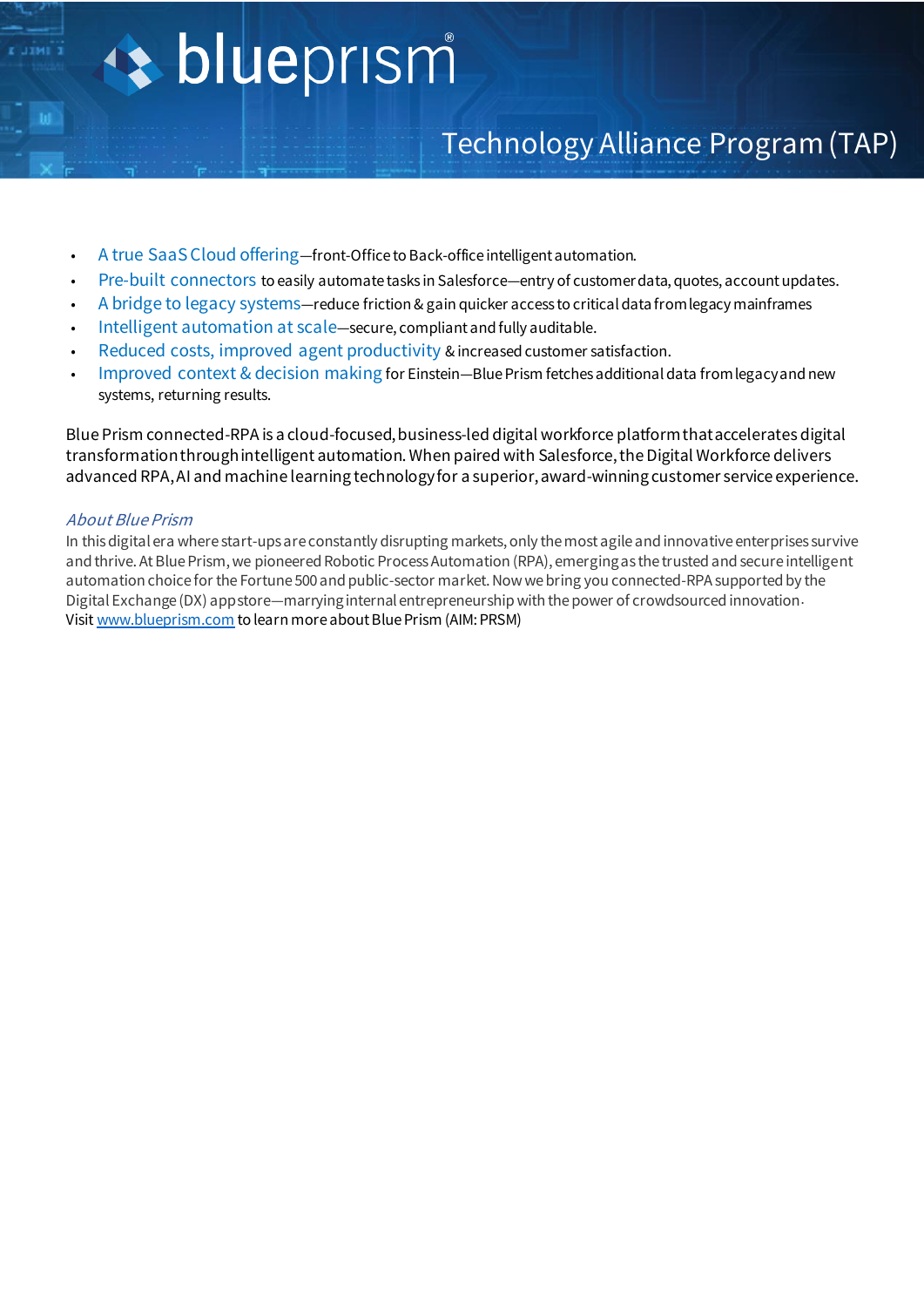blueprism®

Technology Alliance Program (TAP)

- A true SaaS Cloud offering—front-Office to Back-office intelligent automation.
- Pre-built connectors to easily automate tasks in Salesforce—entry of customer data, quotes, account updates.
- A bridge to legacy systems—reduce friction & gain quicker access to critical data from legacy mainframes
- Intelligent automation at scale—secure, compliant and fully auditable.
- Reduced costs, improved agent productivity & increased customer satisfaction.
- Improved context & decision making for Einstein—Blue Prism fetches additional data from legacy and new systems, returning results.

Blue Prism connected-RPA is a cloud-focused, business-led digital workforce platform that accelerates digital transformation through intelligent automation. When paired with Salesforce, the Digital Workforce delivers advanced RPA, AI and machine learning technology for a superior, award-winning customer service experience.

*About Blue Prism*

In this digital era where start-ups are constantly disrupting markets, only the most agile and innovative enterprises survive and thrive. At Blue Prism, we pioneered Robotic Process Automation (RPA), emerging as the trusted and secure intelligent automation choice for the Fortune 500 and public-sector market. Now we bring you connected-RPA supported by the Digital Exchange (DX) app store—marrying internal entrepreneurship with the power of crowdsourced innovation.
Visit www.blueprism.com to learn more about Blue Prism (AIM: PRSM)